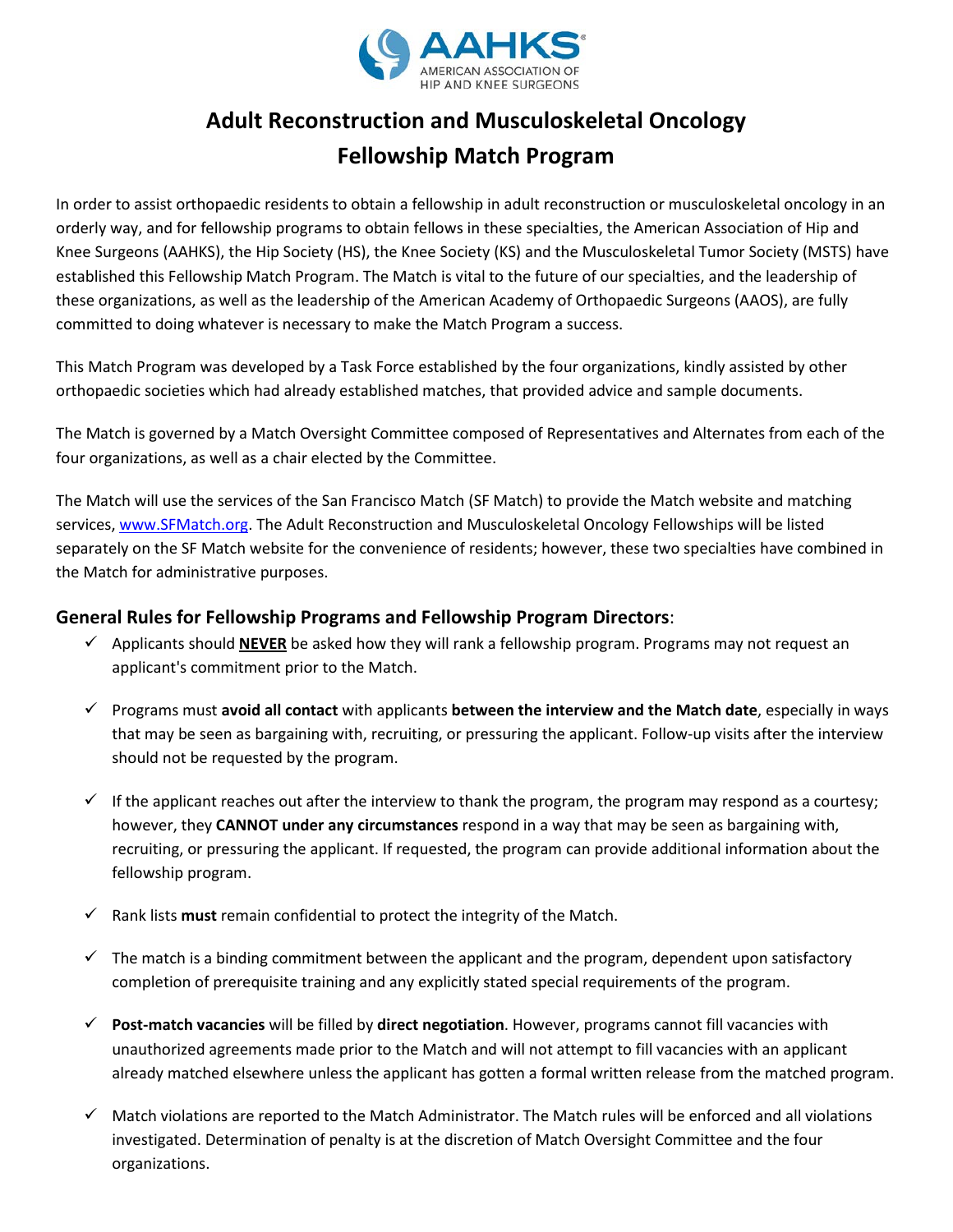AAHKS®
AMERICAN ASSOCIATION OF HIP AND KNEE SURGEONS

# Adult Reconstruction and Musculoskeletal Oncology Fellowship Match Program

In order to assist orthopaedic residents to obtain a fellowship in adult reconstruction or musculoskeletal oncology in an orderly way, and for fellowship programs to obtain fellows in these specialties, the American Association of Hip and Knee Surgeons (AAHKS), the Hip Society (HS), the Knee Society (KS) and the Musculoskeletal Tumor Society (MSTS) have established this Fellowship Match Program. The Match is vital to the future of our specialties, and the leadership of these organizations, as well as the leadership of the American Academy of Orthopaedic Surgeons (AAOS), are fully committed to doing whatever is necessary to make the Match Program a success.

This Match Program was developed by a Task Force established by the four organizations, kindly assisted by other orthopaedic societies which had already established matches, that provided advice and sample documents.

The Match is governed by a Match Oversight Committee composed of Representatives and Alternates from each of the four organizations, as well as a chair elected by the Committee.

The Match will use the services of the San Francisco Match (SF Match) to provide the Match website and matching services, [www.SFMatch.org](http://www.SFMatch.org). The Adult Reconstruction and Musculoskeletal Oncology Fellowships will be listed separately on the SF Match website for the convenience of residents; however, these two specialties have combined in the Match for administrative purposes.

## General Rules for Fellowship Programs and Fellowship Program Directors:

- ✓ Applicants should **NEVER** be asked how they will rank a fellowship program. Programs may not request an applicant's commitment prior to the Match.
- ✓ Programs must **avoid all contact** with applicants **between the interview and the Match date**, especially in ways that may be seen as bargaining with, recruiting, or pressuring the applicant. Follow-up visits after the interview should not be requested by the program.
- ✓ If the applicant reaches out after the interview to thank the program, the program may respond as a courtesy; however, they **CANNOT under any circumstances** respond in a way that may be seen as bargaining with, recruiting, or pressuring the applicant. If requested, the program can provide additional information about the fellowship program.
- ✓ Rank lists **must** remain confidential to protect the integrity of the Match.
- ✓ The match is a binding commitment between the applicant and the program, dependent upon satisfactory completion of prerequisite training and any explicitly stated special requirements of the program.
- ✓ **Post-match vacancies** will be filled by **direct negotiation**. However, programs cannot fill vacancies with unauthorized agreements made prior to the Match and will not attempt to fill vacancies with an applicant already matched elsewhere unless the applicant has gotten a formal written release from the matched program.
- ✓ Match violations are reported to the Match Administrator. The Match rules will be enforced and all violations investigated. Determination of penalty is at the discretion of Match Oversight Committee and the four organizations.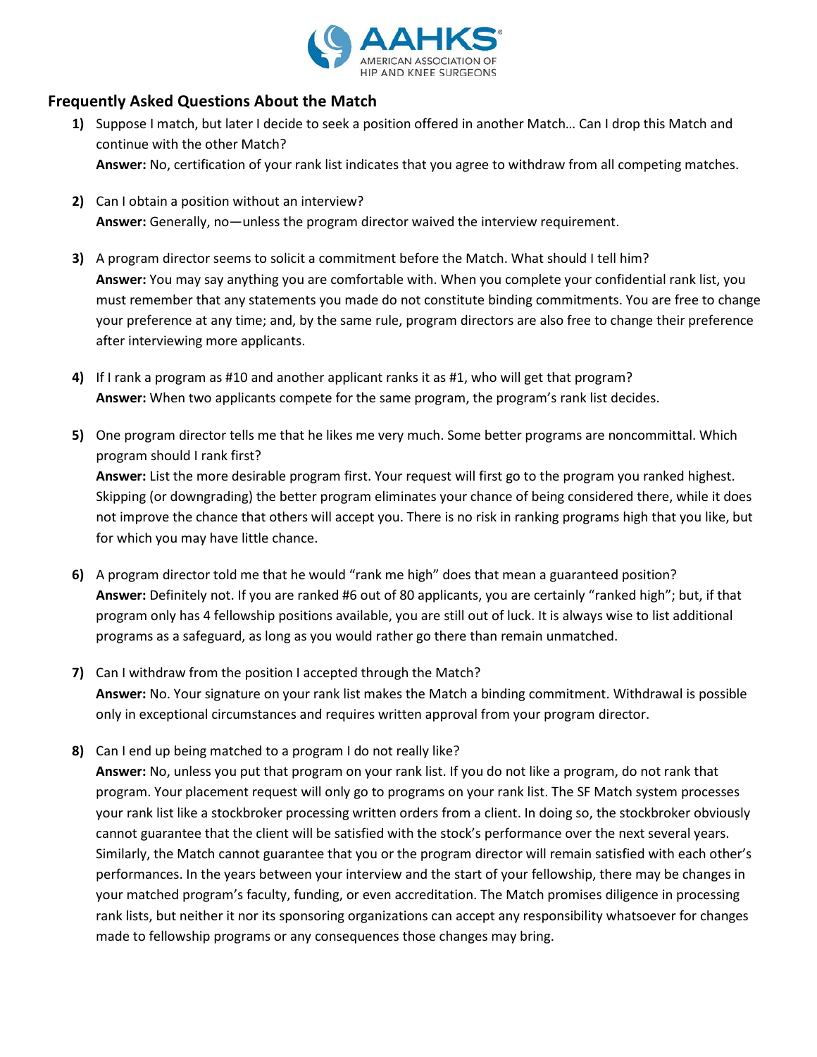AAHKS®
AMERICAN ASSOCIATION OF
HIP AND KNEE SURGEONS

## Frequently Asked Questions About the Match

1) Suppose I match, but later I decide to seek a position offered in another Match… Can I drop this Match and continue with the other Match?
   **Answer:** No, certification of your rank list indicates that you agree to withdraw from all competing matches.

2) Can I obtain a position without an interview?
   **Answer:** Generally, no—unless the program director waived the interview requirement.

3) A program director seems to solicit a commitment before the Match. What should I tell him?
   **Answer:** You may say anything you are comfortable with. When you complete your confidential rank list, you must remember that any statements you made do not constitute binding commitments. You are free to change your preference at any time; and, by the same rule, program directors are also free to change their preference after interviewing more applicants.

4) If I rank a program as #10 and another applicant ranks it as #1, who will get that program?
   **Answer:** When two applicants compete for the same program, the program's rank list decides.

5) One program director tells me that he likes me very much. Some better programs are noncommittal. Which program should I rank first?
   **Answer:** List the more desirable program first. Your request will first go to the program you ranked highest. Skipping (or downgrading) the better program eliminates your chance of being considered there, while it does not improve the chance that others will accept you. There is no risk in ranking programs high that you like, but for which you may have little chance.

6) A program director told me that he would "rank me high" does that mean a guaranteed position?
   **Answer:** Definitely not. If you are ranked #6 out of 80 applicants, you are certainly "ranked high"; but, if that program only has 4 fellowship positions available, you are still out of luck. It is always wise to list additional programs as a safeguard, as long as you would rather go there than remain unmatched.

7) Can I withdraw from the position I accepted through the Match?
   **Answer:** No. Your signature on your rank list makes the Match a binding commitment. Withdrawal is possible only in exceptional circumstances and requires written approval from your program director.

8) Can I end up being matched to a program I do not really like?
   **Answer:** No, unless you put that program on your rank list. If you do not like a program, do not rank that program. Your placement request will only go to programs on your rank list. The SF Match system processes your rank list like a stockbroker processing written orders from a client. In doing so, the stockbroker obviously cannot guarantee that the client will be satisfied with the stock's performance over the next several years. Similarly, the Match cannot guarantee that you or the program director will remain satisfied with each other's performances. In the years between your interview and the start of your fellowship, there may be changes in your matched program's faculty, funding, or even accreditation. The Match promises diligence in processing rank lists, but neither it nor its sponsoring organizations can accept any responsibility whatsoever for changes made to fellowship programs or any consequences those changes may bring.